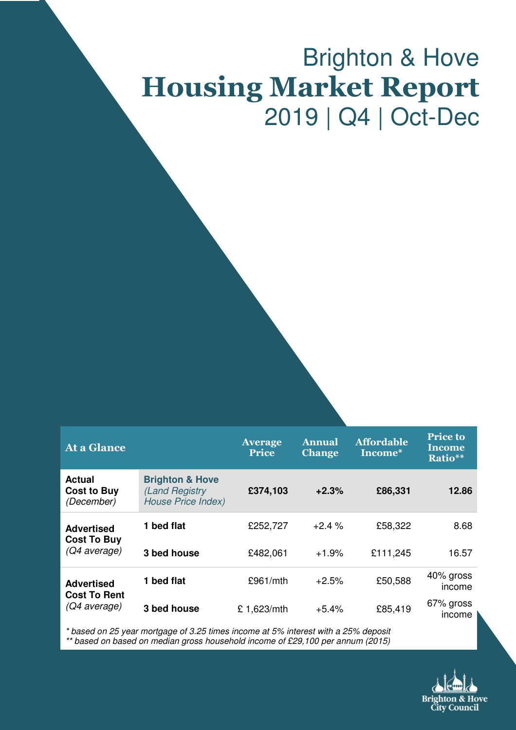# Brighton & Hove Housing Market Report

## 2019 | Q4 | Oct-Dec

| At a Glance | | Average Price | Annual Change | Affordable Income* | Price to Income Ratio** |
|---|---|---|---|---|---|
| **Actual Cost to Buy** *(December)* | **Brighton & Hove** *(Land Registry House Price Index)* | **£374,103** | **+2.3%** | **£86,331** | **12.86** |
| **Advertised Cost To Buy** *(Q4 average)* | **1 bed flat** | £252,727 | +2.4 % | £58,322 | 8.68 |
| | **3 bed house** | £482,061 | +1.9% | £111,245 | 16.57 |
| **Advertised Cost To Rent** *(Q4 average)* | **1 bed flat** | £961/mth | +2.5% | £50,588 | 40% gross income |
| | **3 bed house** | £ 1,623/mth | +5.4% | £85,419 | 67% gross income |

*\* based on 25 year mortgage of 3.25 times income at 5% interest with a 25% deposit*
*\*\* based on based on median gross household income of £29,100 per annum (2015)*

Brighton & Hove City Council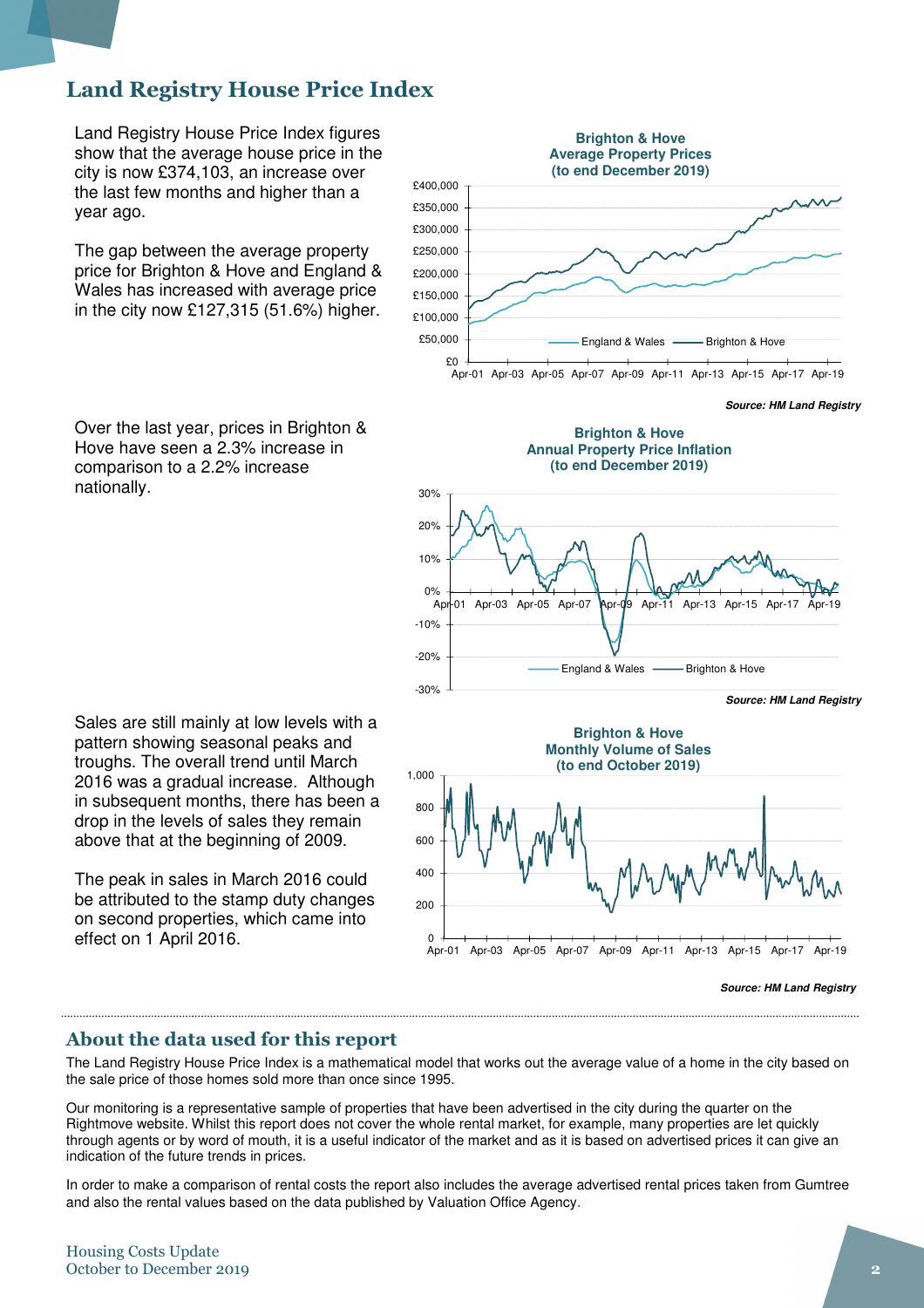## Land Registry House Price Index

Land Registry House Price Index figures show that the average house price in the city is now £374,103, an increase over the last few months and higher than a year ago.

The gap between the average property price for Brighton & Hove and England & Wales has increased with average price in the city now £127,315 (51.6%) higher.

**Brighton & Hove Average Property Prices (to end December 2019)**

***Source: HM Land Registry***

Over the last year, prices in Brighton & Hove have seen a 2.3% increase in comparison to a 2.2% increase nationally.

**Brighton & Hove Annual Property Price Inflation (to end December 2019)**

***Source: HM Land Registry***

Sales are still mainly at low levels with a pattern showing seasonal peaks and troughs. The overall trend until March 2016 was a gradual increase. Although in subsequent months, there has been a drop in the levels of sales they remain above that at the beginning of 2009.

The peak in sales in March 2016 could be attributed to the stamp duty changes on second properties, which came into effect on 1 April 2016.

**Brighton & Hove Monthly Volume of Sales (to end October 2019)**

***Source: HM Land Registry***

## About the data used for this report

The Land Registry House Price Index is a mathematical model that works out the average value of a home in the city based on the sale price of those homes sold more than once since 1995.

Our monitoring is a representative sample of properties that have been advertised in the city during the quarter on the Rightmove website. Whilst this report does not cover the whole rental market, for example, many properties are let quickly through agents or by word of mouth, it is a useful indicator of the market and as it is based on advertised prices it can give an indication of the future trends in prices.

In order to make a comparison of rental costs the report also includes the average advertised rental prices taken from Gumtree and also the rental values based on the data published by Valuation Office Agency.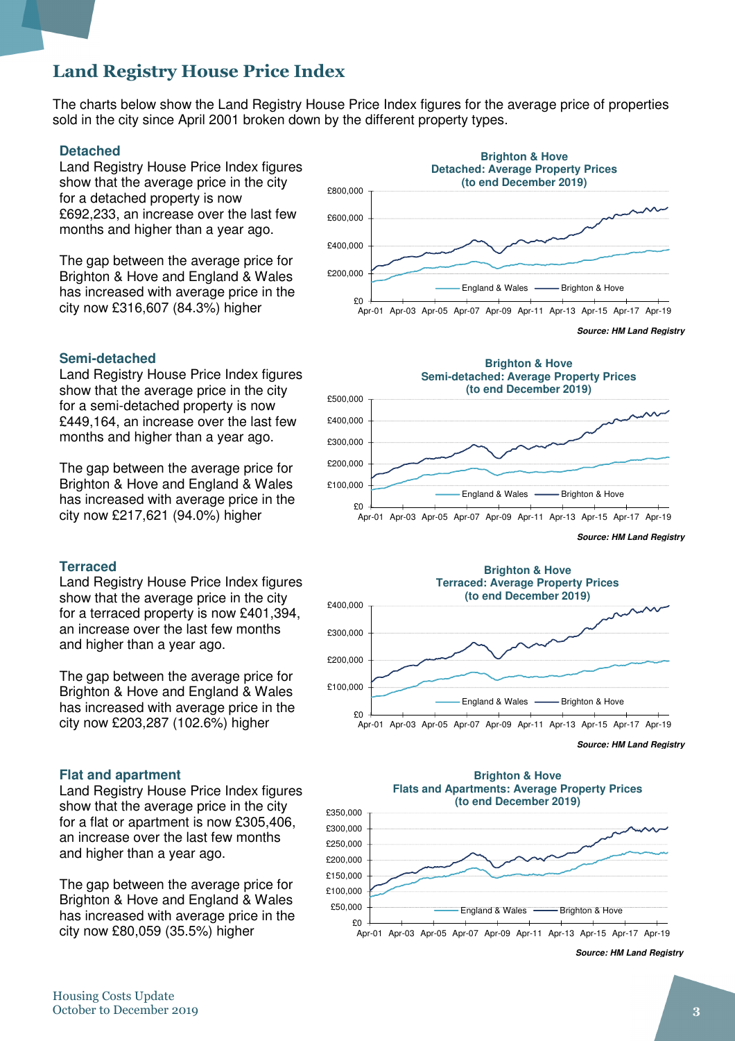# Land Registry House Price Index

The charts below show the Land Registry House Price Index figures for the average price of properties sold in the city since April 2001 broken down by the different property types.

### Detached

Land Registry House Price Index figures show that the average price in the city for a detached property is now £692,233, an increase over the last few months and higher than a year ago.

The gap between the average price for Brighton & Hove and England & Wales has increased with average price in the city now £316,607 (84.3%) higher

**Brighton & Hove**
**Detached: Average Property Prices**
**(to end December 2019)**

***Source: HM Land Registry***

### Semi-detached

Land Registry House Price Index figures show that the average price in the city for a semi-detached property is now £449,164, an increase over the last few months and higher than a year ago.

The gap between the average price for Brighton & Hove and England & Wales has increased with average price in the city now £217,621 (94.0%) higher

**Brighton & Hove**
**Semi-detached: Average Property Prices**
**(to end December 2019)**

***Source: HM Land Registry***

### Terraced

Land Registry House Price Index figures show that the average price in the city for a terraced property is now £401,394, an increase over the last few months and higher than a year ago.

The gap between the average price for Brighton & Hove and England & Wales has increased with average price in the city now £203,287 (102.6%) higher

**Brighton & Hove**
**Terraced: Average Property Prices**
**(to end December 2019)**

***Source: HM Land Registry***

### Flat and apartment

Land Registry House Price Index figures show that the average price in the city for a flat or apartment is now £305,406, an increase over the last few months and higher than a year ago.

The gap between the average price for Brighton & Hove and England & Wales has increased with average price in the city now £80,059 (35.5%) higher

**Brighton & Hove**
**Flats and Apartments: Average Property Prices**
**(to end December 2019)**

***Source: HM Land Registry***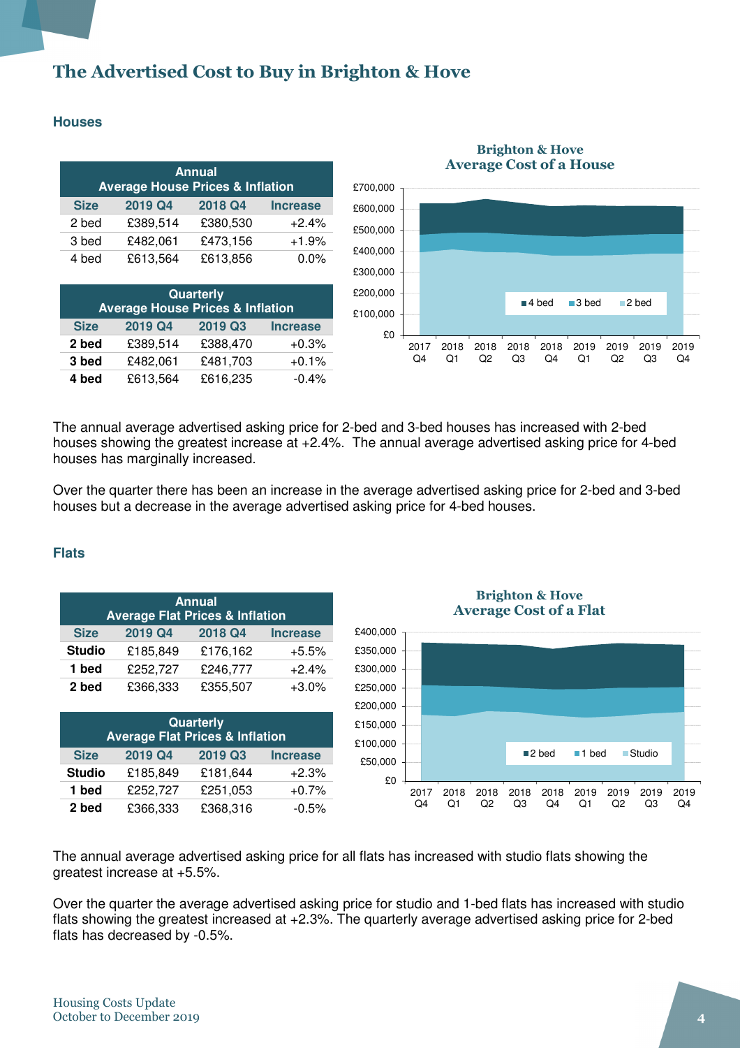# The Advertised Cost to Buy in Brighton & Hove

## Houses

| Annual Average House Prices & Inflation | | | |
|---|---|---|---|
| Size | 2019 Q4 | 2018 Q4 | Increase |
| 2 bed | £389,514 | £380,530 | +2.4% |
| 3 bed | £482,061 | £473,156 | +1.9% |
| 4 bed | £613,564 | £613,856 | 0.0% |

| Quarterly Average House Prices & Inflation | | | |
|---|---|---|---|
| Size | 2019 Q4 | 2019 Q3 | Increase |
| **2 bed** | £389,514 | £388,470 | +0.3% |
| **3 bed** | £482,061 | £481,703 | +0.1% |
| **4 bed** | £613,564 | £616,235 | -0.4% |

**Brighton & Hove Average Cost of a House**

The annual average advertised asking price for 2-bed and 3-bed houses has increased with 2-bed houses showing the greatest increase at +2.4%. The annual average advertised asking price for 4-bed houses has marginally increased.

Over the quarter there has been an increase in the average advertised asking price for 2-bed and 3-bed houses but a decrease in the average advertised asking price for 4-bed houses.

## Flats

| Annual Average Flat Prices & Inflation | | | |
|---|---|---|---|
| Size | 2019 Q4 | 2018 Q4 | Increase |
| **Studio** | £185,849 | £176,162 | +5.5% |
| **1 bed** | £252,727 | £246,777 | +2.4% |
| **2 bed** | £366,333 | £355,507 | +3.0% |

| Quarterly Average Flat Prices & Inflation | | | |
|---|---|---|---|
| Size | 2019 Q4 | 2019 Q3 | Increase |
| **Studio** | £185,849 | £181,644 | +2.3% |
| **1 bed** | £252,727 | £251,053 | +0.7% |
| **2 bed** | £366,333 | £368,316 | -0.5% |

**Brighton & Hove Average Cost of a Flat**

The annual average advertised asking price for all flats has increased with studio flats showing the greatest increase at +5.5%.

Over the quarter the average advertised asking price for studio and 1-bed flats has increased with studio flats showing the greatest increased at +2.3%. The quarterly average advertised asking price for 2-bed flats has decreased by -0.5%.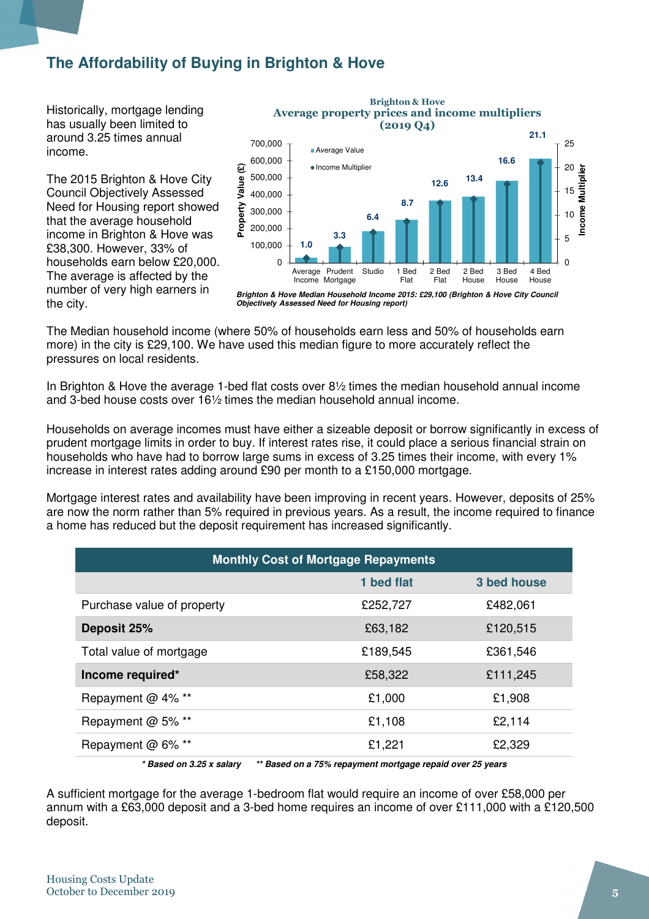# The Affordability of Buying in Brighton & Hove

Historically, mortgage lending has usually been limited to around 3.25 times annual income.

The 2015 Brighton & Hove City Council Objectively Assessed Need for Housing report showed that the average household income in Brighton & Hove was £38,300. However, 33% of households earn below £20,000. The average is affected by the number of very high earners in the city.

**Brighton & Hove**
**Average property prices and income multipliers (2019 Q4)**

| | Average Income | Prudent Mortgage | Studio | 1 Bed Flat | 2 Bed Flat | 2 Bed House | 3 Bed House | 4 Bed House |
|---|---|---|---|---|---|---|---|---|
| Income Multiplier | 1.0 | 3.3 | 6.4 | 8.7 | 12.6 | 13.4 | 16.6 | 21.1 |

*Brighton & Hove Median Household Income 2015: £29,100 (Brighton & Hove City Council Objectively Assessed Need for Housing report)*

The Median household income (where 50% of households earn less and 50% of households earn more) in the city is £29,100. We have used this median figure to more accurately reflect the pressures on local residents.

In Brighton & Hove the average 1-bed flat costs over 8½ times the median household annual income and 3-bed house costs over 16½ times the median household annual income.

Households on average incomes must have either a sizeable deposit or borrow significantly in excess of prudent mortgage limits in order to buy. If interest rates rise, it could place a serious financial strain on households who have had to borrow large sums in excess of 3.25 times their income, with every 1% increase in interest rates adding around £90 per month to a £150,000 mortgage.

Mortgage interest rates and availability have been improving in recent years. However, deposits of 25% are now the norm rather than 5% required in previous years. As a result, the income required to finance a home has reduced but the deposit requirement has increased significantly.

| Monthly Cost of Mortgage Repayments | 1 bed flat | 3 bed house |
|---|---|---|
| Purchase value of property | £252,727 | £482,061 |
| **Deposit 25%** | £63,182 | £120,515 |
| Total value of mortgage | £189,545 | £361,546 |
| **Income required*** | £58,322 | £111,245 |
| Repayment @ 4% ** | £1,000 | £1,908 |
| Repayment @ 5% ** | £1,108 | £2,114 |
| Repayment @ 6% ** | £1,221 | £2,329 |

*\* Based on 3.25 x salary    \*\* Based on a 75% repayment mortgage repaid over 25 years*

A sufficient mortgage for the average 1-bedroom flat would require an income of over £58,000 per annum with a £63,000 deposit and a 3-bed home requires an income of over £111,000 with a £120,500 deposit.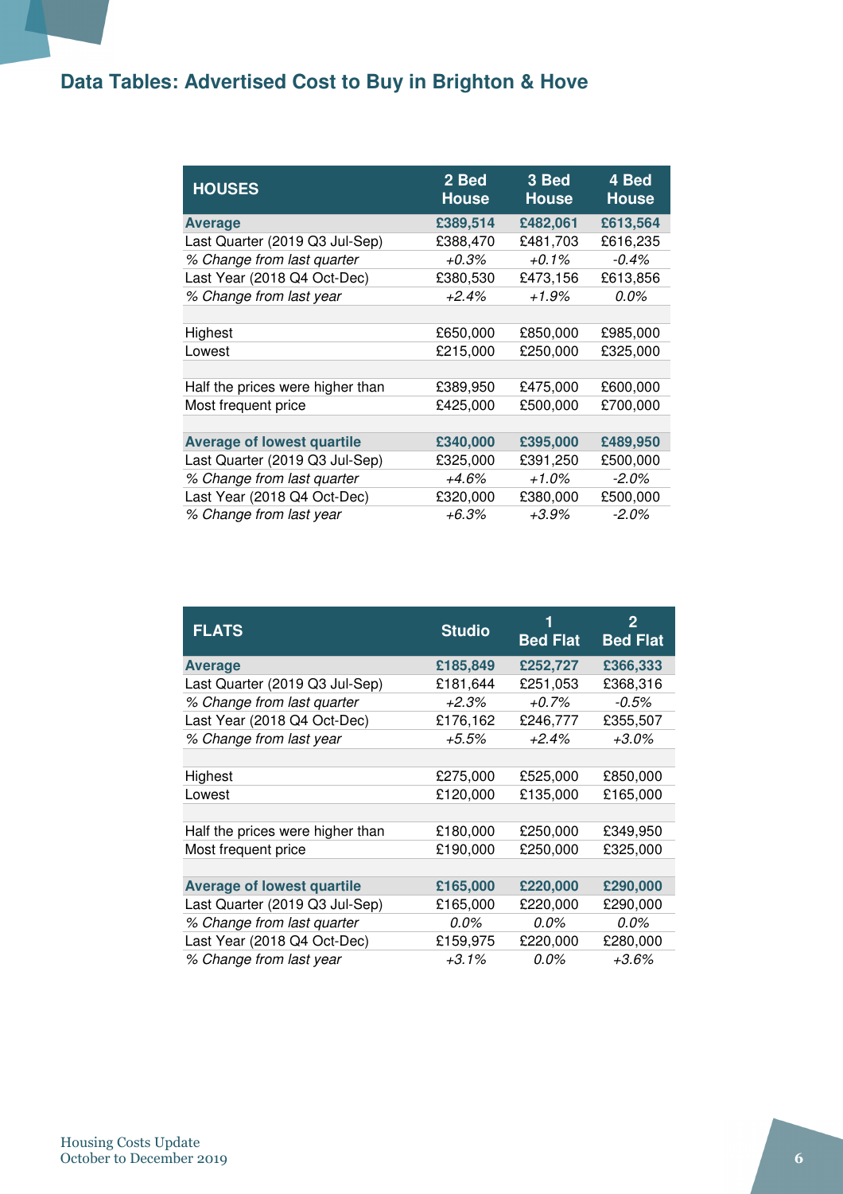## Data Tables: Advertised Cost to Buy in Brighton & Hove

| HOUSES | 2 Bed House | 3 Bed House | 4 Bed House |
|---|---|---|---|
| **Average** | **£389,514** | **£482,061** | **£613,564** |
| Last Quarter (2019 Q3 Jul-Sep) | £388,470 | £481,703 | £616,235 |
| *% Change from last quarter* | *+0.3%* | *+0.1%* | *-0.4%* |
| Last Year (2018 Q4 Oct-Dec) | £380,530 | £473,156 | £613,856 |
| *% Change from last year* | *+2.4%* | *+1.9%* | *0.0%* |
| | | | |
| Highest | £650,000 | £850,000 | £985,000 |
| Lowest | £215,000 | £250,000 | £325,000 |
| | | | |
| Half the prices were higher than | £389,950 | £475,000 | £600,000 |
| Most frequent price | £425,000 | £500,000 | £700,000 |
| | | | |
| **Average of lowest quartile** | **£340,000** | **£395,000** | **£489,950** |
| Last Quarter (2019 Q3 Jul-Sep) | £325,000 | £391,250 | £500,000 |
| *% Change from last quarter* | *+4.6%* | *+1.0%* | *-2.0%* |
| Last Year (2018 Q4 Oct-Dec) | £320,000 | £380,000 | £500,000 |
| *% Change from last year* | *+6.3%* | *+3.9%* | *-2.0%* |

| FLATS | Studio | 1 Bed Flat | 2 Bed Flat |
|---|---|---|---|
| **Average** | **£185,849** | **£252,727** | **£366,333** |
| Last Quarter (2019 Q3 Jul-Sep) | £181,644 | £251,053 | £368,316 |
| *% Change from last quarter* | *+2.3%* | *+0.7%* | *-0.5%* |
| Last Year (2018 Q4 Oct-Dec) | £176,162 | £246,777 | £355,507 |
| *% Change from last year* | *+5.5%* | *+2.4%* | *+3.0%* |
| | | | |
| Highest | £275,000 | £525,000 | £850,000 |
| Lowest | £120,000 | £135,000 | £165,000 |
| | | | |
| Half the prices were higher than | £180,000 | £250,000 | £349,950 |
| Most frequent price | £190,000 | £250,000 | £325,000 |
| | | | |
| **Average of lowest quartile** | **£165,000** | **£220,000** | **£290,000** |
| Last Quarter (2019 Q3 Jul-Sep) | £165,000 | £220,000 | £290,000 |
| *% Change from last quarter* | *0.0%* | *0.0%* | *0.0%* |
| Last Year (2018 Q4 Oct-Dec) | £159,975 | £220,000 | £280,000 |
| *% Change from last year* | *+3.1%* | *0.0%* | *+3.6%* |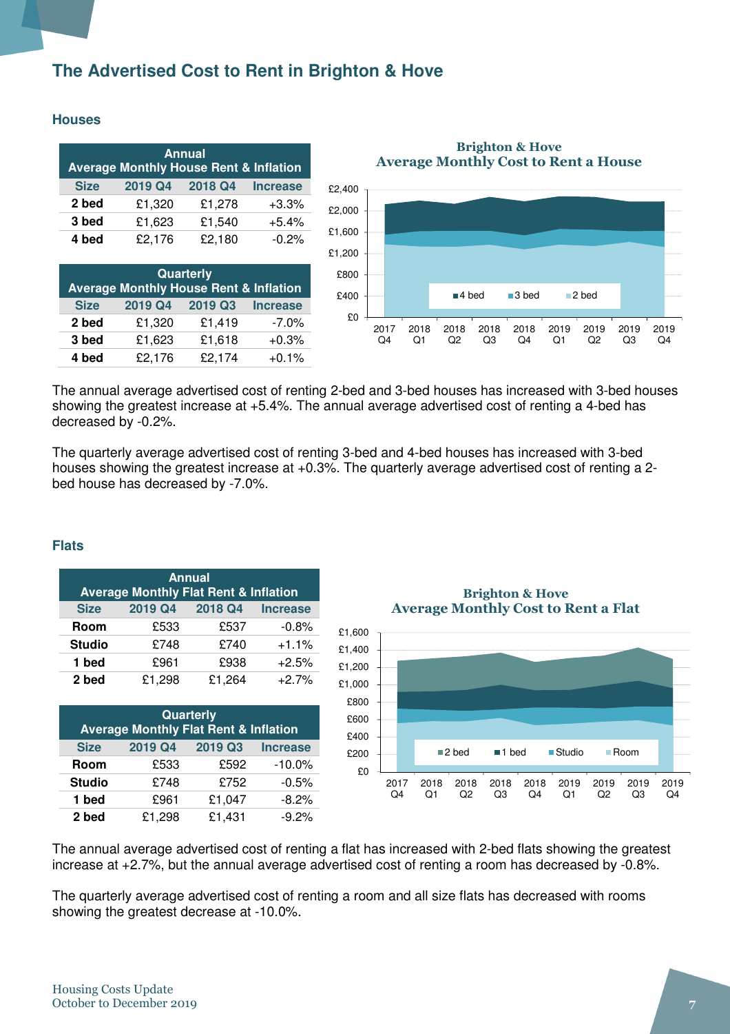## The Advertised Cost to Rent in Brighton & Hove

### Houses

| Annual Average Monthly House Rent & Inflation | | | |
|---|---|---|---|
| **Size** | **2019 Q4** | **2018 Q4** | **Increase** |
| **2 bed** | £1,320 | £1,278 | +3.3% |
| **3 bed** | £1,623 | £1,540 | +5.4% |
| **4 bed** | £2,176 | £2,180 | -0.2% |

| Quarterly Average Monthly House Rent & Inflation | | | |
|---|---|---|---|
| **Size** | **2019 Q4** | **2019 Q3** | **Increase** |
| **2 bed** | £1,320 | £1,419 | -7.0% |
| **3 bed** | £1,623 | £1,618 | +0.3% |
| **4 bed** | £2,176 | £2,174 | +0.1% |

**Brighton & Hove Average Monthly Cost to Rent a House**

The annual average advertised cost of renting 2-bed and 3-bed houses has increased with 3-bed houses showing the greatest increase at +5.4%. The annual average advertised cost of renting a 4-bed has decreased by -0.2%.

The quarterly average advertised cost of renting 3-bed and 4-bed houses has increased with 3-bed houses showing the greatest increase at +0.3%. The quarterly average advertised cost of renting a 2-bed house has decreased by -7.0%.

### Flats

| Annual Average Monthly Flat Rent & Inflation | | | |
|---|---|---|---|
| **Size** | **2019 Q4** | **2018 Q4** | **Increase** |
| **Room** | £533 | £537 | -0.8% |
| **Studio** | £748 | £740 | +1.1% |
| **1 bed** | £961 | £938 | +2.5% |
| **2 bed** | £1,298 | £1,264 | +2.7% |

| Quarterly Average Monthly Flat Rent & Inflation | | | |
|---|---|---|---|
| **Size** | **2019 Q4** | **2019 Q3** | **Increase** |
| **Room** | £533 | £592 | -10.0% |
| **Studio** | £748 | £752 | -0.5% |
| **1 bed** | £961 | £1,047 | -8.2% |
| **2 bed** | £1,298 | £1,431 | -9.2% |

**Brighton & Hove Average Monthly Cost to Rent a Flat**

The annual average advertised cost of renting a flat has increased with 2-bed flats showing the greatest increase at +2.7%, but the annual average advertised cost of renting a room has decreased by -0.8%.

The quarterly average advertised cost of renting a room and all size flats has decreased with rooms showing the greatest decrease at -10.0%.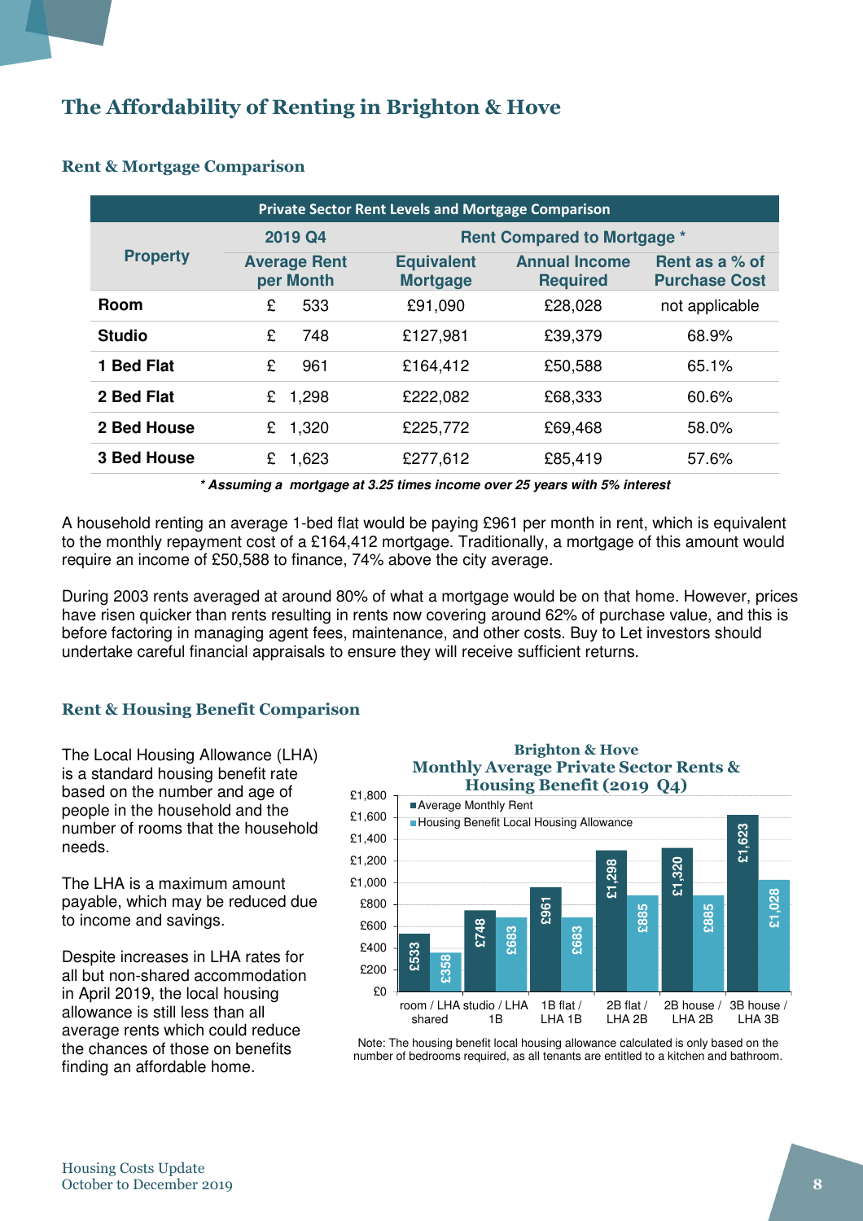# The Affordability of Renting in Brighton & Hove

## Rent & Mortgage Comparison

| Private Sector Rent Levels and Mortgage Comparison | | | | |
|---|---|---|---|---|
| Property | 2019 Q4 | Rent Compared to Mortgage * | | |
| | Average Rent per Month | Equivalent Mortgage | Annual Income Required | Rent as a % of Purchase Cost |
| Room | £ 533 | £91,090 | £28,028 | not applicable |
| Studio | £ 748 | £127,981 | £39,379 | 68.9% |
| 1 Bed Flat | £ 961 | £164,412 | £50,588 | 65.1% |
| 2 Bed Flat | £ 1,298 | £222,082 | £68,333 | 60.6% |
| 2 Bed House | £ 1,320 | £225,772 | £69,468 | 58.0% |
| 3 Bed House | £ 1,623 | £277,612 | £85,419 | 57.6% |

***\* Assuming a mortgage at 3.25 times income over 25 years with 5% interest***

A household renting an average 1-bed flat would be paying £961 per month in rent, which is equivalent to the monthly repayment cost of a £164,412 mortgage. Traditionally, a mortgage of this amount would require an income of £50,588 to finance, 74% above the city average.

During 2003 rents averaged at around 80% of what a mortgage would be on that home. However, prices have risen quicker than rents resulting in rents now covering around 62% of purchase value, and this is before factoring in managing agent fees, maintenance, and other costs. Buy to Let investors should undertake careful financial appraisals to ensure they will receive sufficient returns.

## Rent & Housing Benefit Comparison

The Local Housing Allowance (LHA) is a standard housing benefit rate based on the number and age of people in the household and the number of rooms that the household needs.

The LHA is a maximum amount payable, which may be reduced due to income and savings.

Despite increases in LHA rates for all but non-shared accommodation in April 2019, the local housing allowance is still less than all average rents which could reduce the chances of those on benefits finding an affordable home.

**Brighton & Hove Monthly Average Private Sector Rents & Housing Benefit (2019 Q4)**

| | Average Monthly Rent | Housing Benefit Local Housing Allowance |
|---|---|---|
| room / LHA shared | £533 | £358 |
| studio / LHA 1B | £748 | £683 |
| 1B flat / LHA 1B | £961 | £683 |
| 2B flat / LHA 2B | £1,298 | £885 |
| 2B house / LHA 2B | £1,320 | £885 |
| 3B house / LHA 3B | £1,623 | £1,028 |

Note: The housing benefit local housing allowance calculated is only based on the number of bedrooms required, as all tenants are entitled to a kitchen and bathroom.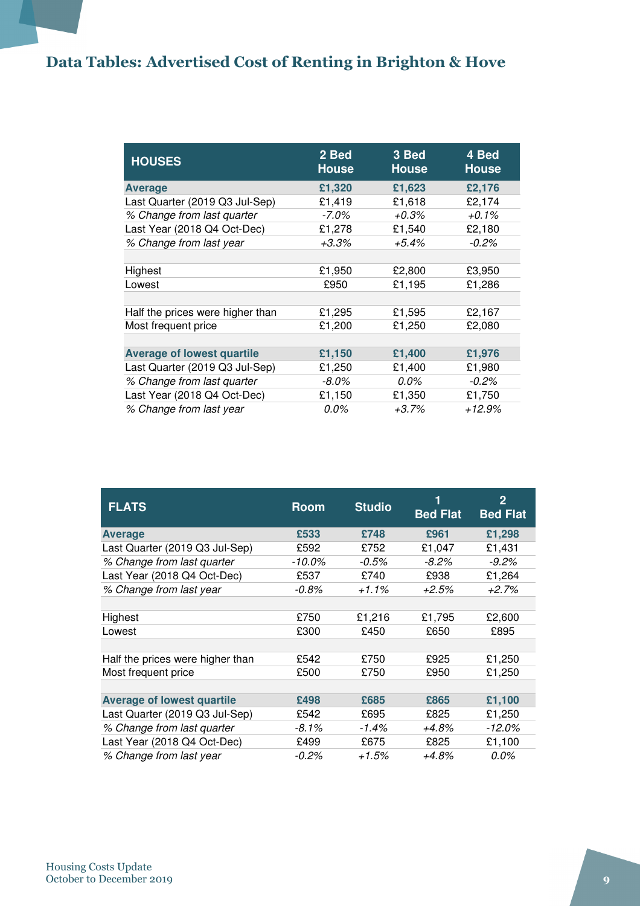# Data Tables: Advertised Cost of Renting in Brighton & Hove

| HOUSES | 2 Bed House | 3 Bed House | 4 Bed House |
|---|---|---|---|
| **Average** | **£1,320** | **£1,623** | **£2,176** |
| Last Quarter (2019 Q3 Jul-Sep) | £1,419 | £1,618 | £2,174 |
| *% Change from last quarter* | *-7.0%* | *+0.3%* | *+0.1%* |
| Last Year (2018 Q4 Oct-Dec) | £1,278 | £1,540 | £2,180 |
| *% Change from last year* | *+3.3%* | *+5.4%* | *-0.2%* |
| | | | |
| Highest | £1,950 | £2,800 | £3,950 |
| Lowest | £950 | £1,195 | £1,286 |
| | | | |
| Half the prices were higher than | £1,295 | £1,595 | £2,167 |
| Most frequent price | £1,200 | £1,250 | £2,080 |
| | | | |
| **Average of lowest quartile** | **£1,150** | **£1,400** | **£1,976** |
| Last Quarter (2019 Q3 Jul-Sep) | £1,250 | £1,400 | £1,980 |
| *% Change from last quarter* | *-8.0%* | *0.0%* | *-0.2%* |
| Last Year (2018 Q4 Oct-Dec) | £1,150 | £1,350 | £1,750 |
| *% Change from last year* | *0.0%* | *+3.7%* | *+12.9%* |

| FLATS | Room | Studio | 1 Bed Flat | 2 Bed Flat |
|---|---|---|---|---|
| **Average** | **£533** | **£748** | **£961** | **£1,298** |
| Last Quarter (2019 Q3 Jul-Sep) | £592 | £752 | £1,047 | £1,431 |
| *% Change from last quarter* | *-10.0%* | *-0.5%* | *-8.2%* | *-9.2%* |
| Last Year (2018 Q4 Oct-Dec) | £537 | £740 | £938 | £1,264 |
| *% Change from last year* | *-0.8%* | *+1.1%* | *+2.5%* | *+2.7%* |
| | | | | |
| Highest | £750 | £1,216 | £1,795 | £2,600 |
| Lowest | £300 | £450 | £650 | £895 |
| | | | | |
| Half the prices were higher than | £542 | £750 | £925 | £1,250 |
| Most frequent price | £500 | £750 | £950 | £1,250 |
| | | | | |
| **Average of lowest quartile** | **£498** | **£685** | **£865** | **£1,100** |
| Last Quarter (2019 Q3 Jul-Sep) | £542 | £695 | £825 | £1,250 |
| *% Change from last quarter* | *-8.1%* | *-1.4%* | *+4.8%* | *-12.0%* |
| Last Year (2018 Q4 Oct-Dec) | £499 | £675 | £825 | £1,100 |
| *% Change from last year* | *-0.2%* | *+1.5%* | *+4.8%* | *0.0%* |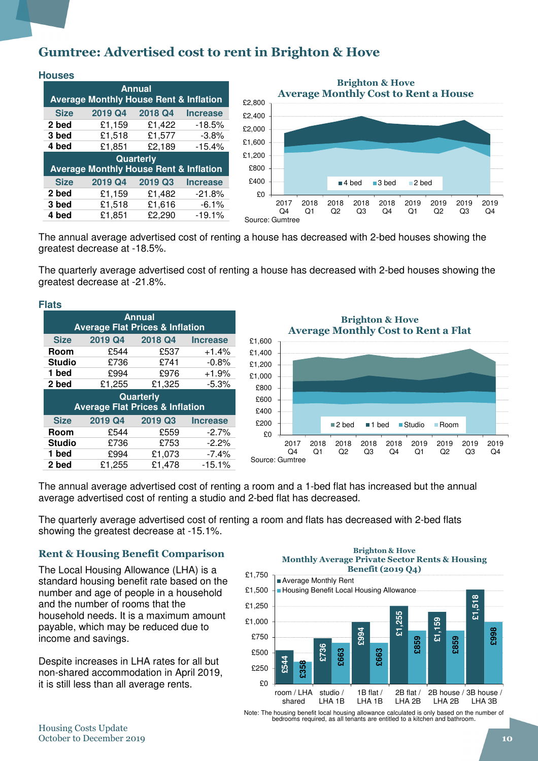# Gumtree: Advertised cost to rent in Brighton & Hove

## Houses

| Annual Average Monthly House Rent & Inflation | | | |
|---|---|---|---|
| **Size** | **2019 Q4** | **2018 Q4** | **Increase** |
| **2 bed** | £1,159 | £1,422 | -18.5% |
| **3 bed** | £1,518 | £1,577 | -3.8% |
| **4 bed** | £1,851 | £2,189 | -15.4% |
| **Quarterly Average Monthly House Rent & Inflation** | | | |
| **Size** | **2019 Q4** | **2019 Q3** | **Increase** |
| **2 bed** | £1,159 | £1,482 | -21.8% |
| **3 bed** | £1,518 | £1,616 | -6.1% |
| **4 bed** | £1,851 | £2,290 | -19.1% |

Brighton & Hove Average Monthly Cost to Rent a House

Source: Gumtree

The annual average advertised cost of renting a house has decreased with 2-bed houses showing the greatest decrease at -18.5%.

The quarterly average advertised cost of renting a house has decreased with 2-bed houses showing the greatest decrease at -21.8%.

## Flats

| Annual Average Flat Prices & Inflation | | | |
|---|---|---|---|
| **Size** | **2019 Q4** | **2018 Q4** | **Increase** |
| **Room** | £544 | £537 | +1.4% |
| **Studio** | £736 | £741 | -0.8% |
| **1 bed** | £994 | £976 | +1.9% |
| **2 bed** | £1,255 | £1,325 | -5.3% |
| **Quarterly Average Flat Prices & Inflation** | | | |
| **Size** | **2019 Q4** | **2019 Q3** | **Increase** |
| **Room** | £544 | £559 | -2.7% |
| **Studio** | £736 | £753 | -2.2% |
| **1 bed** | £994 | £1,073 | -7.4% |
| **2 bed** | £1,255 | £1,478 | -15.1% |

Brighton & Hove Average Monthly Cost to Rent a Flat

Source: Gumtree

The annual average advertised cost of renting a room and a 1-bed flat has increased but the annual average advertised cost of renting a studio and 2-bed flat has decreased.

The quarterly average advertised cost of renting a room and flats has decreased with 2-bed flats showing the greatest decrease at -15.1%.

## Rent & Housing Benefit Comparison

The Local Housing Allowance (LHA) is a standard housing benefit rate based on the number and age of people in a household and the number of rooms that the household needs. It is a maximum amount payable, which may be reduced due to income and savings.

Despite increases in LHA rates for all but non-shared accommodation in April 2019, it is still less than all average rents.

Brighton & Hove Monthly Average Private Sector Rents & Housing Benefit (2019 Q4)

| | Average Monthly Rent | Housing Benefit Local Housing Allowance |
|---|---|---|
| room / LHA shared | £544 | £358 |
| studio / LHA 1B | £736 | £663 |
| 1B flat / LHA 1B | £994 | £663 |
| 2B flat / LHA 2B | £1,255 | £859 |
| 2B house / LHA 2B | £1,159 | £859 |
| 3B house / LHA 3B | £1,518 | £998 |

Note: The housing benefit local housing allowance calculated is only based on the number of bedrooms required, as all tenants are entitled to a kitchen and bathroom.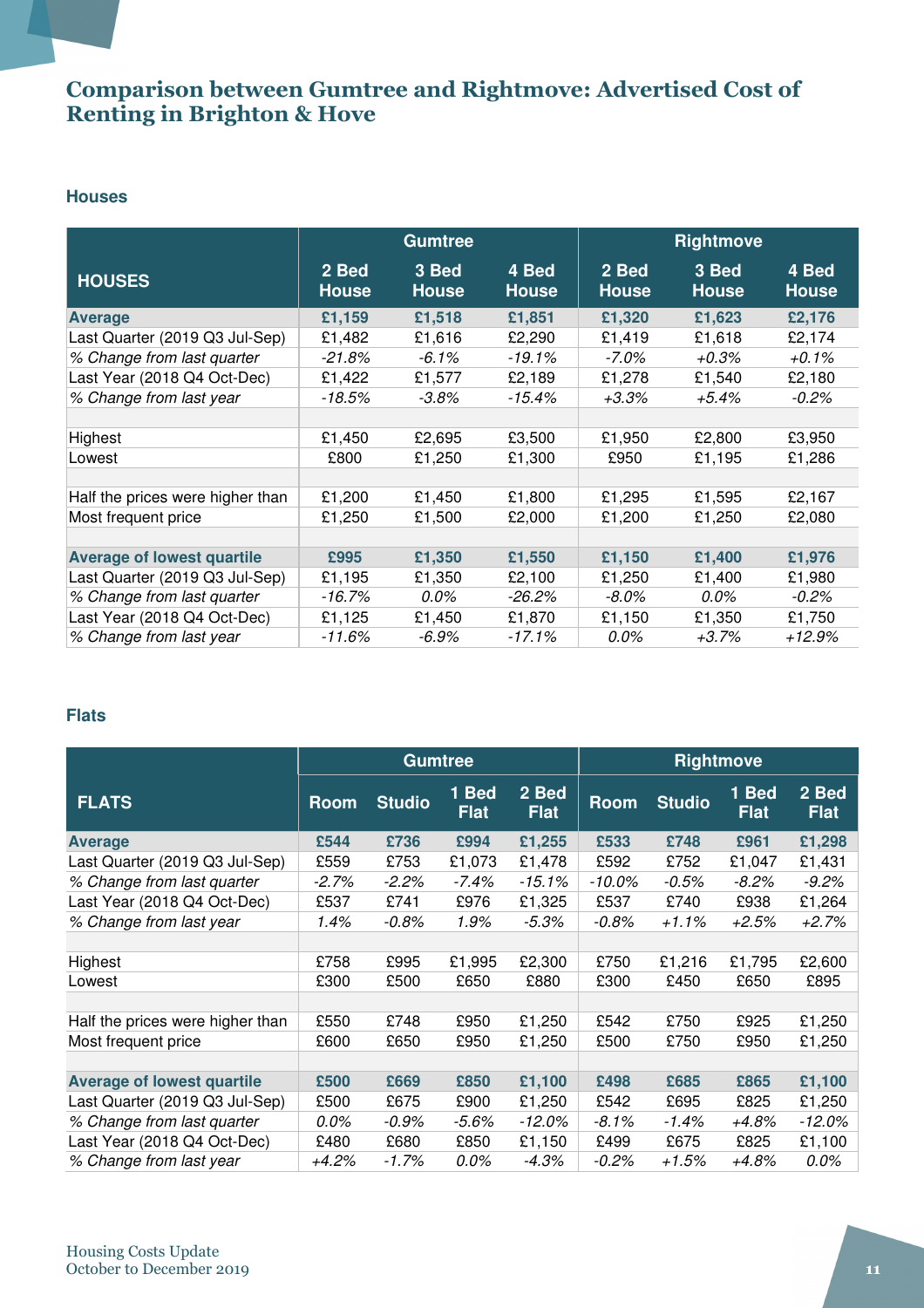# Comparison between Gumtree and Rightmove: Advertised Cost of Renting in Brighton & Hove

## Houses

| HOUSES | Gumtree | | | Rightmove | | |
|---|---|---|---|---|---|---|
| | 2 Bed House | 3 Bed House | 4 Bed House | 2 Bed House | 3 Bed House | 4 Bed House |
| **Average** | **£1,159** | **£1,518** | **£1,851** | **£1,320** | **£1,623** | **£2,176** |
| Last Quarter (2019 Q3 Jul-Sep) | £1,482 | £1,616 | £2,290 | £1,419 | £1,618 | £2,174 |
| *% Change from last quarter* | *-21.8%* | *-6.1%* | *-19.1%* | *-7.0%* | *+0.3%* | *+0.1%* |
| Last Year (2018 Q4 Oct-Dec) | £1,422 | £1,577 | £2,189 | £1,278 | £1,540 | £2,180 |
| *% Change from last year* | *-18.5%* | *-3.8%* | *-15.4%* | *+3.3%* | *+5.4%* | *-0.2%* |
| | | | | | | |
| Highest | £1,450 | £2,695 | £3,500 | £1,950 | £2,800 | £3,950 |
| Lowest | £800 | £1,250 | £1,300 | £950 | £1,195 | £1,286 |
| | | | | | | |
| Half the prices were higher than | £1,200 | £1,450 | £1,800 | £1,295 | £1,595 | £2,167 |
| Most frequent price | £1,250 | £1,500 | £2,000 | £1,200 | £1,250 | £2,080 |
| | | | | | | |
| **Average of lowest quartile** | **£995** | **£1,350** | **£1,550** | **£1,150** | **£1,400** | **£1,976** |
| Last Quarter (2019 Q3 Jul-Sep) | £1,195 | £1,350 | £2,100 | £1,250 | £1,400 | £1,980 |
| *% Change from last quarter* | *-16.7%* | *0.0%* | *-26.2%* | *-8.0%* | *0.0%* | *-0.2%* |
| Last Year (2018 Q4 Oct-Dec) | £1,125 | £1,450 | £1,870 | £1,150 | £1,350 | £1,750 |
| *% Change from last year* | *-11.6%* | *-6.9%* | *-17.1%* | *0.0%* | *+3.7%* | *+12.9%* |

## Flats

| FLATS | Gumtree | | | | Rightmove | | | |
|---|---|---|---|---|---|---|---|---|
| | Room | Studio | 1 Bed Flat | 2 Bed Flat | Room | Studio | 1 Bed Flat | 2 Bed Flat |
| **Average** | **£544** | **£736** | **£994** | **£1,255** | **£533** | **£748** | **£961** | **£1,298** |
| Last Quarter (2019 Q3 Jul-Sep) | £559 | £753 | £1,073 | £1,478 | £592 | £752 | £1,047 | £1,431 |
| *% Change from last quarter* | *-2.7%* | *-2.2%* | *-7.4%* | *-15.1%* | *-10.0%* | *-0.5%* | *-8.2%* | *-9.2%* |
| Last Year (2018 Q4 Oct-Dec) | £537 | £741 | £976 | £1,325 | £537 | £740 | £938 | £1,264 |
| *% Change from last year* | *1.4%* | *-0.8%* | *1.9%* | *-5.3%* | *-0.8%* | *+1.1%* | *+2.5%* | *+2.7%* |
| | | | | | | | | |
| Highest | £758 | £995 | £1,995 | £2,300 | £750 | £1,216 | £1,795 | £2,600 |
| Lowest | £300 | £500 | £650 | £880 | £300 | £450 | £650 | £895 |
| | | | | | | | | |
| Half the prices were higher than | £550 | £748 | £950 | £1,250 | £542 | £750 | £925 | £1,250 |
| Most frequent price | £600 | £650 | £950 | £1,250 | £500 | £750 | £950 | £1,250 |
| | | | | | | | | |
| **Average of lowest quartile** | **£500** | **£669** | **£850** | **£1,100** | **£498** | **£685** | **£865** | **£1,100** |
| Last Quarter (2019 Q3 Jul-Sep) | £500 | £675 | £900 | £1,250 | £542 | £695 | £825 | £1,250 |
| *% Change from last quarter* | *0.0%* | *-0.9%* | *-5.6%* | *-12.0%* | *-8.1%* | *-1.4%* | *+4.8%* | *-12.0%* |
| Last Year (2018 Q4 Oct-Dec) | £480 | £680 | £850 | £1,150 | £499 | £675 | £825 | £1,100 |
| *% Change from last year* | *+4.2%* | *-1.7%* | *0.0%* | *-4.3%* | *-0.2%* | *+1.5%* | *+4.8%* | *0.0%* |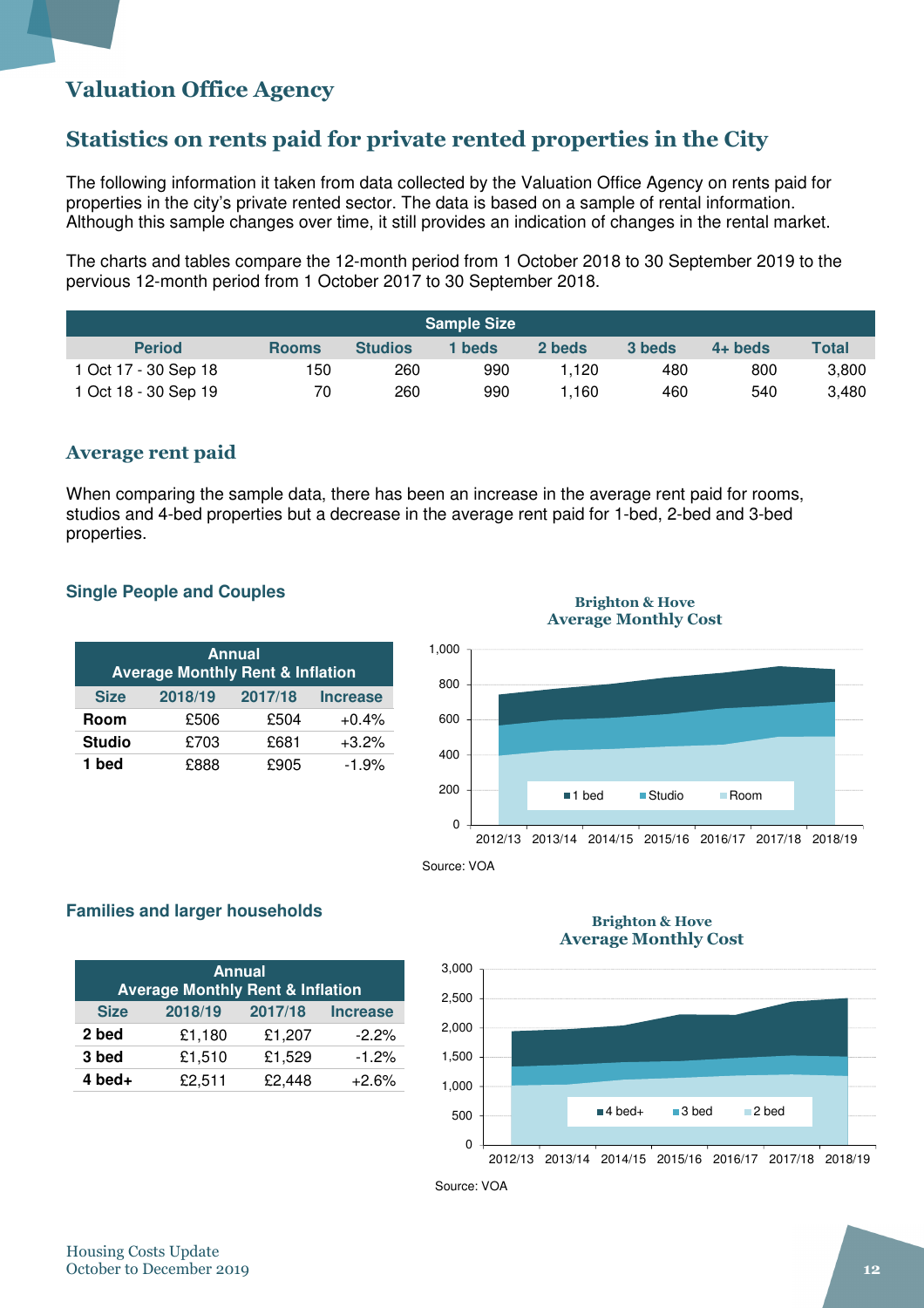# Valuation Office Agency

## Statistics on rents paid for private rented properties in the City

The following information it taken from data collected by the Valuation Office Agency on rents paid for properties in the city's private rented sector. The data is based on a sample of rental information. Although this sample changes over time, it still provides an indication of changes in the rental market.

The charts and tables compare the 12-month period from 1 October 2018 to 30 September 2019 to the pervious 12-month period from 1 October 2017 to 30 September 2018.

| Sample Size | | | | | | | |
|---|---|---|---|---|---|---|---|
| **Period** | **Rooms** | **Studios** | **1 beds** | **2 beds** | **3 beds** | **4+ beds** | **Total** |
| 1 Oct 17 - 30 Sep 18 | 150 | 260 | 990 | 1,120 | 480 | 800 | 3,800 |
| 1 Oct 18 - 30 Sep 19 | 70 | 260 | 990 | 1,160 | 460 | 540 | 3,480 |

### Average rent paid

When comparing the sample data, there has been an increase in the average rent paid for rooms, studios and 4-bed properties but a decrease in the average rent paid for 1-bed, 2-bed and 3-bed properties.

#### Single People and Couples

| Annual Average Monthly Rent & Inflation | | | |
|---|---|---|---|
| **Size** | **2018/19** | **2017/18** | **Increase** |
| **Room** | £506 | £504 | +0.4% |
| **Studio** | £703 | £681 | +3.2% |
| **1 bed** | £888 | £905 | -1.9% |

Brighton & Hove Average Monthly Cost

Source: VOA

#### Families and larger households

| Annual Average Monthly Rent & Inflation | | | |
|---|---|---|---|
| **Size** | **2018/19** | **2017/18** | **Increase** |
| **2 bed** | £1,180 | £1,207 | -2.2% |
| **3 bed** | £1,510 | £1,529 | -1.2% |
| **4 bed+** | £2,511 | £2,448 | +2.6% |

Brighton & Hove Average Monthly Cost

Source: VOA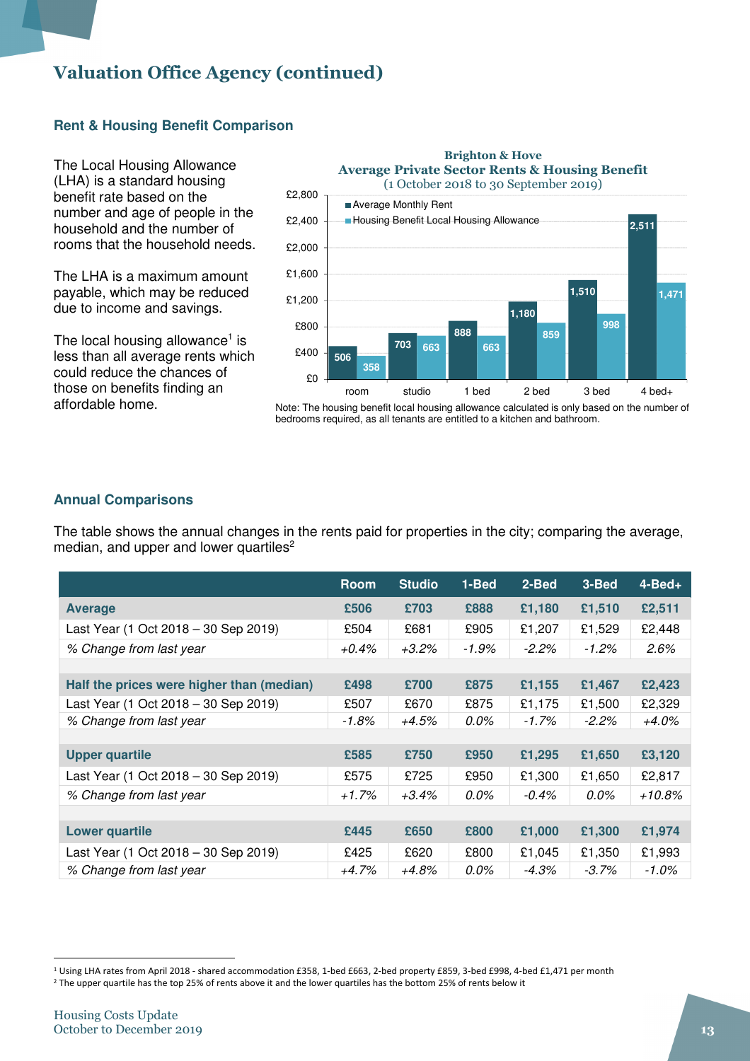# Valuation Office Agency (continued)

## Rent & Housing Benefit Comparison

The Local Housing Allowance (LHA) is a standard housing benefit rate based on the number and age of people in the household and the number of rooms that the household needs.

The LHA is a maximum amount payable, which may be reduced due to income and savings.

The local housing allowance[1] is less than all average rents which could reduce the chances of those on benefits finding an affordable home.

**Brighton & Hove**
**Average Private Sector Rents & Housing Benefit**
(1 October 2018 to 30 September 2019)

| | room | studio | 1 bed | 2 bed | 3 bed | 4 bed+ |
|---|---|---|---|---|---|---|
| Average Monthly Rent | 506 | 703 | 888 | 1,180 | 1,510 | 2,511 |
| Housing Benefit Local Housing Allowance | 358 | 663 | 663 | 859 | 998 | 1,471 |

Note: The housing benefit local housing allowance calculated is only based on the number of bedrooms required, as all tenants are entitled to a kitchen and bathroom.

## Annual Comparisons

The table shows the annual changes in the rents paid for properties in the city; comparing the average, median, and upper and lower quartiles[2]

| | Room | Studio | 1-Bed | 2-Bed | 3-Bed | 4-Bed+ |
|---|---|---|---|---|---|---|
| **Average** | **£506** | **£703** | **£888** | **£1,180** | **£1,510** | **£2,511** |
| Last Year (1 Oct 2018 – 30 Sep 2019) | £504 | £681 | £905 | £1,207 | £1,529 | £2,448 |
| *% Change from last year* | *+0.4%* | *+3.2%* | *-1.9%* | *-2.2%* | *-1.2%* | *2.6%* |
| | | | | | | |
| **Half the prices were higher than (median)** | **£498** | **£700** | **£875** | **£1,155** | **£1,467** | **£2,423** |
| Last Year (1 Oct 2018 – 30 Sep 2019) | £507 | £670 | £875 | £1,175 | £1,500 | £2,329 |
| *% Change from last year* | *-1.8%* | *+4.5%* | *0.0%* | *-1.7%* | *-2.2%* | *+4.0%* |
| | | | | | | |
| **Upper quartile** | **£585** | **£750** | **£950** | **£1,295** | **£1,650** | **£3,120** |
| Last Year (1 Oct 2018 – 30 Sep 2019) | £575 | £725 | £950 | £1,300 | £1,650 | £2,817 |
| *% Change from last year* | *+1.7%* | *+3.4%* | *0.0%* | *-0.4%* | *0.0%* | *+10.8%* |
| | | | | | | |
| **Lower quartile** | **£445** | **£650** | **£800** | **£1,000** | **£1,300** | **£1,974** |
| Last Year (1 Oct 2018 – 30 Sep 2019) | £425 | £620 | £800 | £1,045 | £1,350 | £1,993 |
| *% Change from last year* | *+4.7%* | *+4.8%* | *0.0%* | *-4.3%* | *-3.7%* | *-1.0%* |

[1] Using LHA rates from April 2018 - shared accommodation £358, 1-bed £663, 2-bed property £859, 3-bed £998, 4-bed £1,471 per month
[2] The upper quartile has the top 25% of rents above it and the lower quartiles has the bottom 25% of rents below it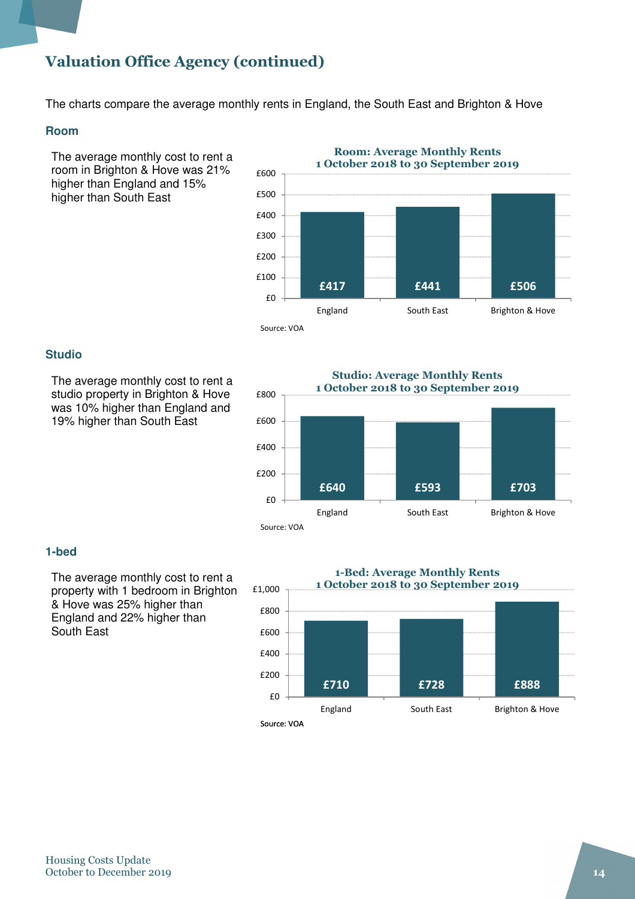# Valuation Office Agency (continued)

The charts compare the average monthly rents in England, the South East and Brighton & Hove

## Room

The average monthly cost to rent a room in Brighton & Hove was 21% higher than England and 15% higher than South East

**Room: Average Monthly Rents**
**1 October 2018 to 30 September 2019**

| Area | Average Monthly Rent |
|---|---|
| England | £417 |
| South East | £441 |
| Brighton & Hove | £506 |

Source: VOA

## Studio

The average monthly cost to rent a studio property in Brighton & Hove was 10% higher than England and 19% higher than South East

**Studio: Average Monthly Rents**
**1 October 2018 to 30 September 2019**

| Area | Average Monthly Rent |
|---|---|
| England | £640 |
| South East | £593 |
| Brighton & Hove | £703 |

Source: VOA

## 1-bed

The average monthly cost to rent a property with 1 bedroom in Brighton & Hove was 25% higher than England and 22% higher than South East

**1-Bed: Average Monthly Rents**
**1 October 2018 to 30 September 2019**

| Area | Average Monthly Rent |
|---|---|
| England | £710 |
| South East | £728 |
| Brighton & Hove | £888 |

Source: VOA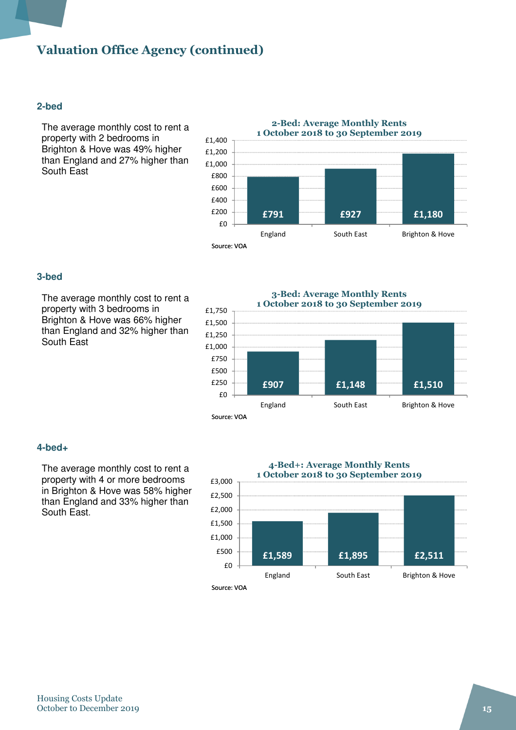# Valuation Office Agency (continued)

## 2-bed

The average monthly cost to rent a property with 2 bedrooms in Brighton & Hove was 49% higher than England and 27% higher than South East

**2-Bed: Average Monthly Rents**
**1 October 2018 to 30 September 2019**

| | England | South East | Brighton & Hove |
|---|---|---|---|
| Average Monthly Rent | £791 | £927 | £1,180 |

Source: VOA

## 3-bed

The average monthly cost to rent a property with 3 bedrooms in Brighton & Hove was 66% higher than England and 32% higher than South East

**3-Bed: Average Monthly Rents**
**1 October 2018 to 30 September 2019**

| | England | South East | Brighton & Hove |
|---|---|---|---|
| Average Monthly Rent | £907 | £1,148 | £1,510 |

Source: VOA

## 4-bed+

The average monthly cost to rent a property with 4 or more bedrooms in Brighton & Hove was 58% higher than England and 33% higher than South East.

**4-Bed+: Average Monthly Rents**
**1 October 2018 to 30 September 2019**

| | England | South East | Brighton & Hove |
|---|---|---|---|
| Average Monthly Rent | £1,589 | £1,895 | £2,511 |

Source: VOA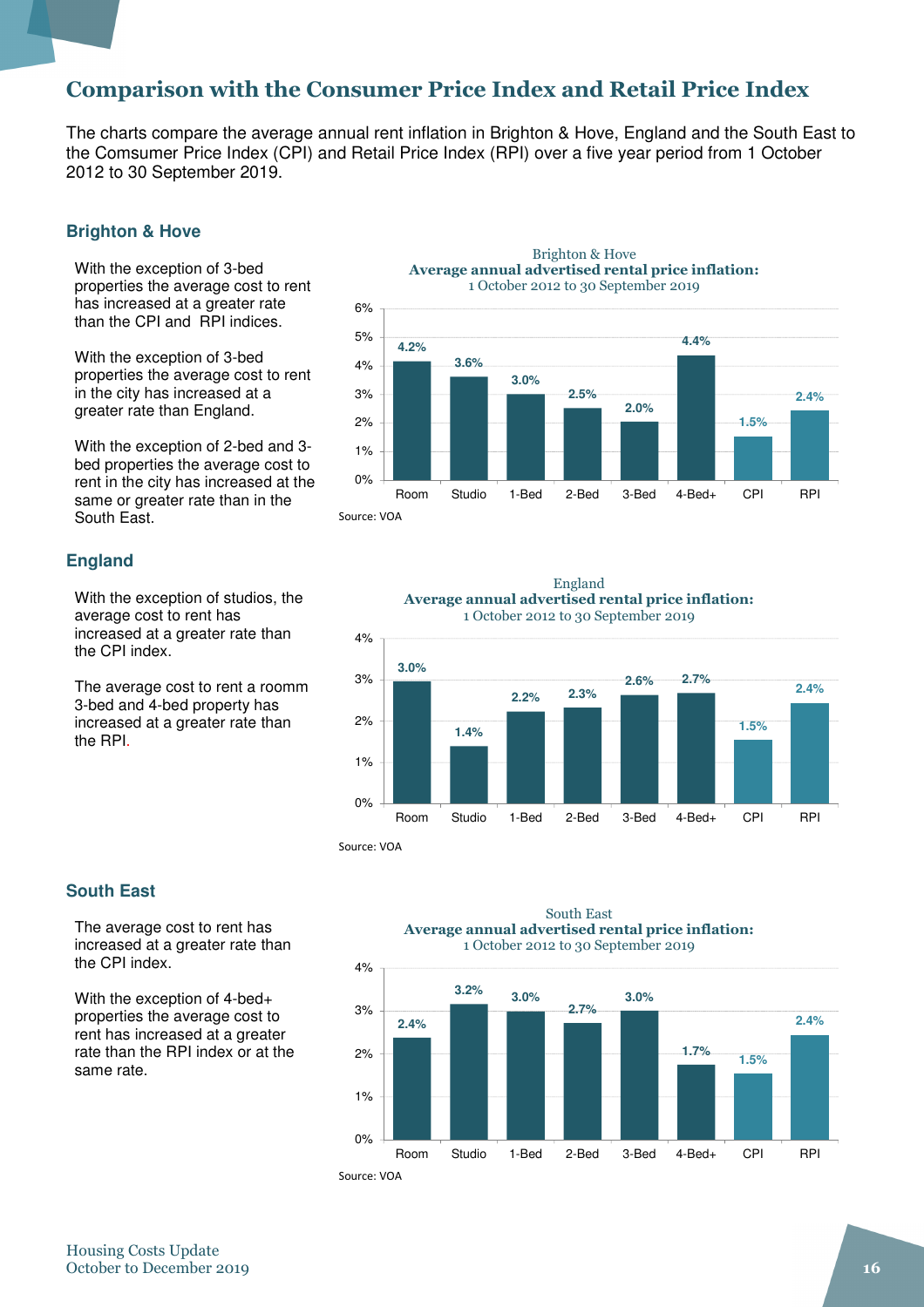## Comparison with the Consumer Price Index and Retail Price Index

The charts compare the average annual rent inflation in Brighton & Hove, England and the South East to the Comsumer Price Index (CPI) and Retail Price Index (RPI) over a five year period from 1 October 2012 to 30 September 2019.

### Brighton & Hove

With the exception of 3-bed properties the average cost to rent has increased at a greater rate than the CPI and RPI indices.

With the exception of 3-bed properties the average cost to rent in the city has increased at a greater rate than England.

With the exception of 2-bed and 3-bed properties the average cost to rent in the city has increased at the same or greater rate than in the South East.

Brighton & Hove
**Average annual advertised rental price inflation:**
1 October 2012 to 30 September 2019

| Room | Studio | 1-Bed | 2-Bed | 3-Bed | 4-Bed+ | CPI | RPI |
|---|---|---|---|---|---|---|---|
| 4.2% | 3.6% | 3.0% | 2.5% | 2.0% | 4.4% | 1.5% | 2.4% |

Source: VOA

### England

With the exception of studios, the average cost to rent has increased at a greater rate than the CPI index.

The average cost to rent a roomm 3-bed and 4-bed property has increased at a greater rate than the RPI.

England
**Average annual advertised rental price inflation:**
1 October 2012 to 30 September 2019

| Room | Studio | 1-Bed | 2-Bed | 3-Bed | 4-Bed+ | CPI | RPI |
|---|---|---|---|---|---|---|---|
| 3.0% | 1.4% | 2.2% | 2.3% | 2.6% | 2.7% | 1.5% | 2.4% |

Source: VOA

### South East

The average cost to rent has increased at a greater rate than the CPI index.

With the exception of 4-bed+ properties the average cost to rent has increased at a greater rate than the RPI index or at the same rate.

South East
**Average annual advertised rental price inflation:**
1 October 2012 to 30 September 2019

| Room | Studio | 1-Bed | 2-Bed | 3-Bed | 4-Bed+ | CPI | RPI |
|---|---|---|---|---|---|---|---|
| 2.4% | 3.2% | 3.0% | 2.7% | 3.0% | 1.7% | 1.5% | 2.4% |

Source: VOA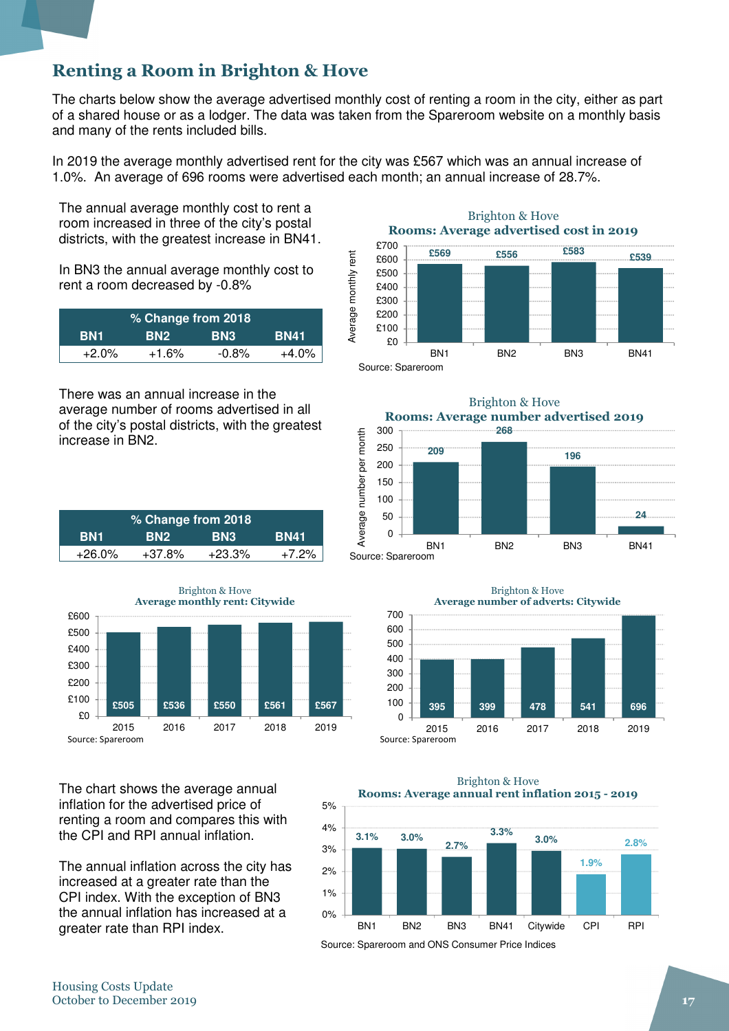## Renting a Room in Brighton & Hove

The charts below show the average advertised monthly cost of renting a room in the city, either as part of a shared house or as a lodger. The data was taken from the Spareroom website on a monthly basis and many of the rents included bills.

In 2019 the average monthly advertised rent for the city was £567 which was an annual increase of 1.0%. An average of 696 rooms were advertised each month; an annual increase of 28.7%.

The annual average monthly cost to rent a room increased in three of the city's postal districts, with the greatest increase in BN41.

In BN3 the annual average monthly cost to rent a room decreased by -0.8%

| % Change from 2018 | | | |
|---|---|---|---|
| BN1 | BN2 | BN3 | BN41 |
| +2.0% | +1.6% | -0.8% | +4.0% |

Brighton & Hove
**Rooms: Average advertised cost in 2019**

| | BN1 | BN2 | BN3 | BN41 |
|---|---|---|---|---|
| Average monthly rent | £569 | £556 | £583 | £539 |

Source: Spareroom

There was an annual increase in the average number of rooms advertised in all of the city's postal districts, with the greatest increase in BN2.

| % Change from 2018 | | | |
|---|---|---|---|
| BN1 | BN2 | BN3 | BN41 |
| +26.0% | +37.8% | +23.3% | +7.2% |

Brighton & Hove
**Rooms: Average number advertised 2019**

| | BN1 | BN2 | BN3 | BN41 |
|---|---|---|---|---|
| Average number per month | 209 | 268 | 196 | 24 |

Source: Spareroom

Brighton & Hove
**Average monthly rent: Citywide**

| 2015 | 2016 | 2017 | 2018 | 2019 |
|---|---|---|---|---|
| £505 | £536 | £550 | £561 | £567 |

Source: Spareroom

Brighton & Hove
**Average number of adverts: Citywide**

| 2015 | 2016 | 2017 | 2018 | 2019 |
|---|---|---|---|---|
| 395 | 399 | 478 | 541 | 696 |

Source: Spareroom

The chart shows the average annual inflation for the advertised price of renting a room and compares this with the CPI and RPI annual inflation.

The annual inflation across the city has increased at a greater rate than the CPI index. With the exception of BN3 the annual inflation has increased at a greater rate than RPI index.

Brighton & Hove
**Rooms: Average annual rent inflation 2015 - 2019**

| BN1 | BN2 | BN3 | BN41 | Citywide | CPI | RPI |
|---|---|---|---|---|---|---|
| 3.1% | 3.0% | 2.7% | 3.3% | 3.0% | 1.9% | 2.8% |

Source: Spareroom and ONS Consumer Price Indices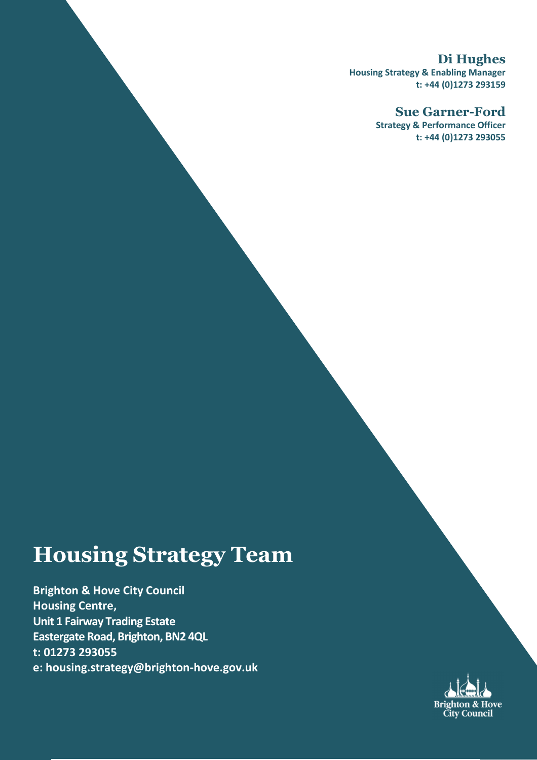**Di Hughes**
Housing Strategy & Enabling Manager
t: +44 (0)1273 293159

**Sue Garner-Ford**
Strategy & Performance Officer
t: +44 (0)1273 293055

# Housing Strategy Team

**Brighton & Hove City Council**
**Housing Centre,**
**Unit 1 Fairway Trading Estate**
**Eastergate Road, Brighton, BN2 4QL**
**t: 01273 293055**
**e: housing.strategy@brighton-hove.gov.uk**

Brighton & Hove
City Council